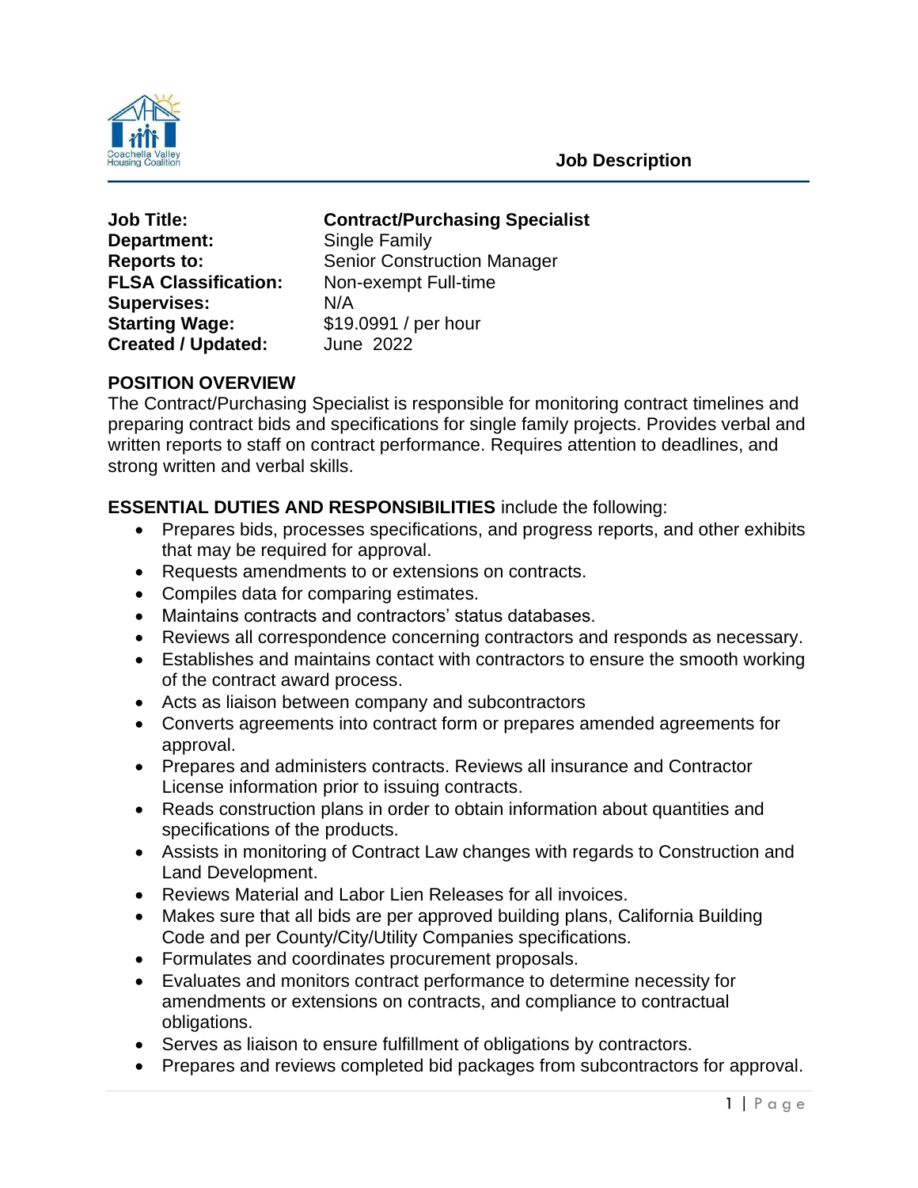Coachella Valley Housing Coalition

**Job Description**

| | |
|---|---|
| **Job Title:** | **Contract/Purchasing Specialist** |
| **Department:** | Single Family |
| **Reports to:** | Senior Construction Manager |
| **FLSA Classification:** | Non-exempt Full-time |
| **Supervises:** | N/A |
| **Starting Wage:** | $19.0991 / per hour |
| **Created / Updated:** | June 2022 |

**POSITION OVERVIEW**

The Contract/Purchasing Specialist is responsible for monitoring contract timelines and preparing contract bids and specifications for single family projects. Provides verbal and written reports to staff on contract performance. Requires attention to deadlines, and strong written and verbal skills.

**ESSENTIAL DUTIES AND RESPONSIBILITIES** include the following:

- Prepares bids, processes specifications, and progress reports, and other exhibits that may be required for approval.
- Requests amendments to or extensions on contracts.
- Compiles data for comparing estimates.
- Maintains contracts and contractors' status databases.
- Reviews all correspondence concerning contractors and responds as necessary.
- Establishes and maintains contact with contractors to ensure the smooth working of the contract award process.
- Acts as liaison between company and subcontractors
- Converts agreements into contract form or prepares amended agreements for approval.
- Prepares and administers contracts. Reviews all insurance and Contractor License information prior to issuing contracts.
- Reads construction plans in order to obtain information about quantities and specifications of the products.
- Assists in monitoring of Contract Law changes with regards to Construction and Land Development.
- Reviews Material and Labor Lien Releases for all invoices.
- Makes sure that all bids are per approved building plans, California Building Code and per County/City/Utility Companies specifications.
- Formulates and coordinates procurement proposals.
- Evaluates and monitors contract performance to determine necessity for amendments or extensions on contracts, and compliance to contractual obligations.
- Serves as liaison to ensure fulfillment of obligations by contractors.
- Prepares and reviews completed bid packages from subcontractors for approval.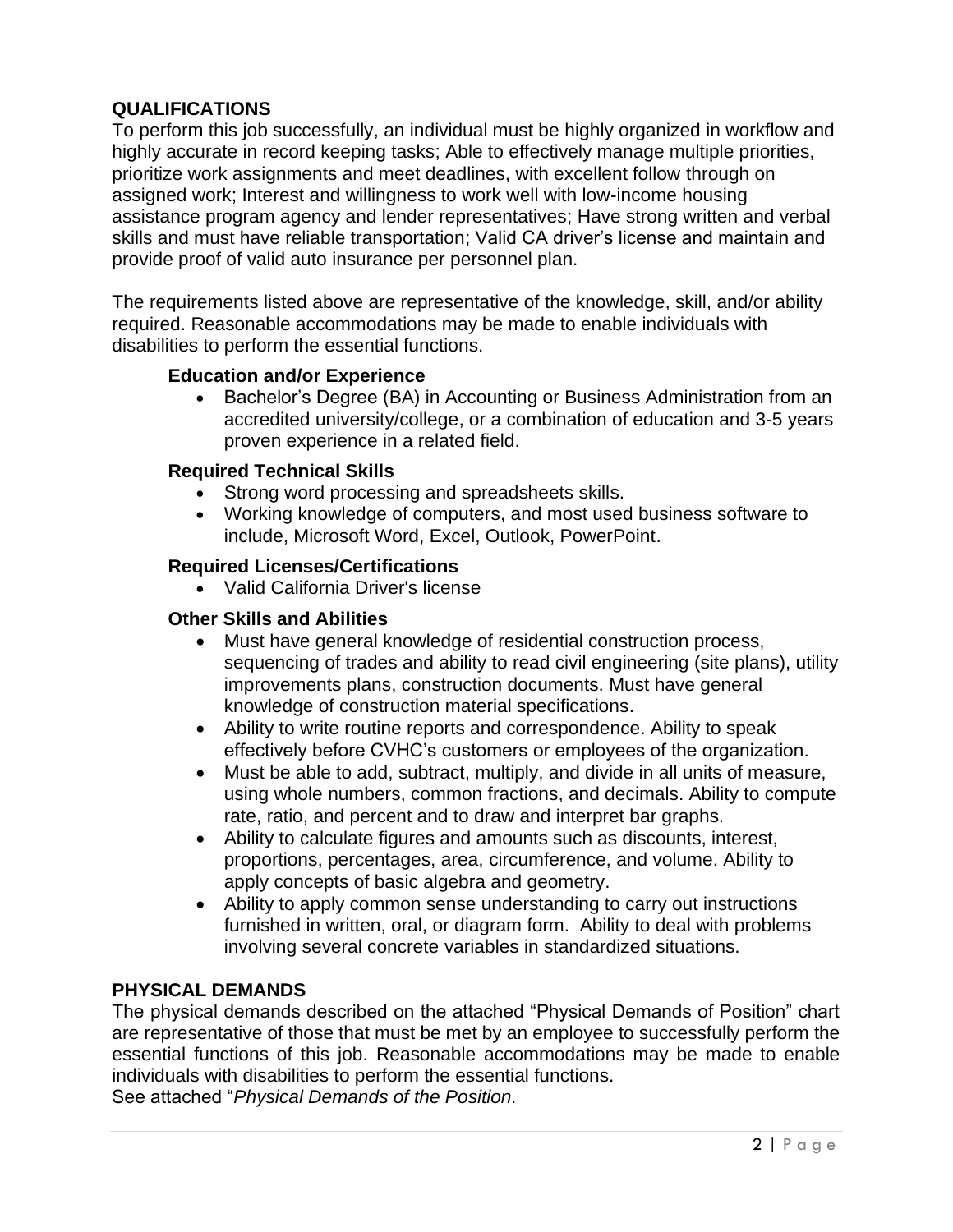## QUALIFICATIONS

To perform this job successfully, an individual must be highly organized in workflow and highly accurate in record keeping tasks; Able to effectively manage multiple priorities, prioritize work assignments and meet deadlines, with excellent follow through on assigned work; Interest and willingness to work well with low-income housing assistance program agency and lender representatives; Have strong written and verbal skills and must have reliable transportation; Valid CA driver's license and maintain and provide proof of valid auto insurance per personnel plan.

The requirements listed above are representative of the knowledge, skill, and/or ability required. Reasonable accommodations may be made to enable individuals with disabilities to perform the essential functions.

### Education and/or Experience

- Bachelor's Degree (BA) in Accounting or Business Administration from an accredited university/college, or a combination of education and 3-5 years proven experience in a related field.

### Required Technical Skills

- Strong word processing and spreadsheets skills.
- Working knowledge of computers, and most used business software to include, Microsoft Word, Excel, Outlook, PowerPoint.

### Required Licenses/Certifications

- Valid California Driver's license

### Other Skills and Abilities

- Must have general knowledge of residential construction process, sequencing of trades and ability to read civil engineering (site plans), utility improvements plans, construction documents. Must have general knowledge of construction material specifications.
- Ability to write routine reports and correspondence. Ability to speak effectively before CVHC's customers or employees of the organization.
- Must be able to add, subtract, multiply, and divide in all units of measure, using whole numbers, common fractions, and decimals. Ability to compute rate, ratio, and percent and to draw and interpret bar graphs.
- Ability to calculate figures and amounts such as discounts, interest, proportions, percentages, area, circumference, and volume. Ability to apply concepts of basic algebra and geometry.
- Ability to apply common sense understanding to carry out instructions furnished in written, oral, or diagram form. Ability to deal with problems involving several concrete variables in standardized situations.

## PHYSICAL DEMANDS

The physical demands described on the attached "Physical Demands of Position" chart are representative of those that must be met by an employee to successfully perform the essential functions of this job. Reasonable accommodations may be made to enable individuals with disabilities to perform the essential functions.

See attached "*Physical Demands of the Position.*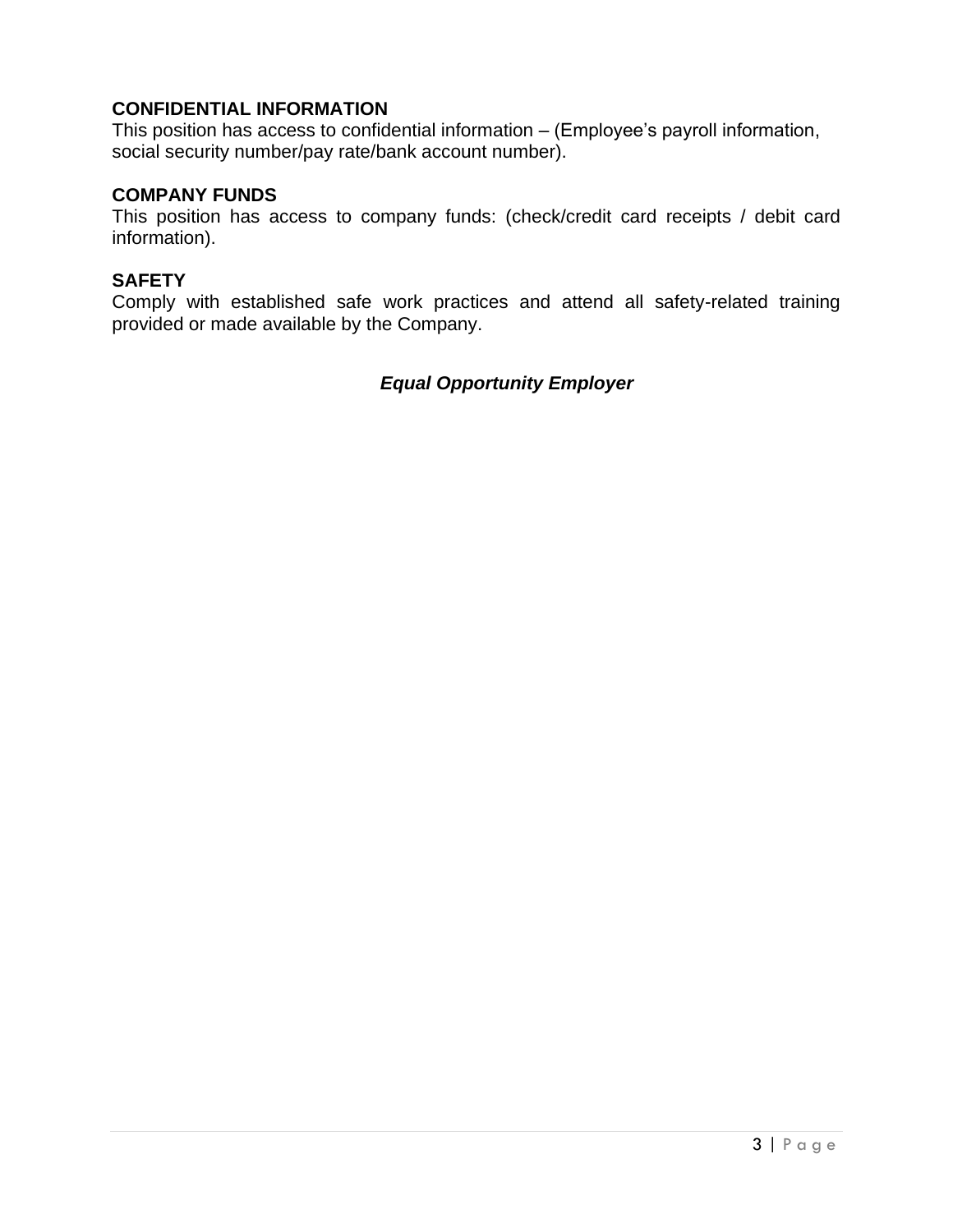**CONFIDENTIAL INFORMATION**
This position has access to confidential information – (Employee's payroll information, social security number/pay rate/bank account number).

**COMPANY FUNDS**
This position has access to company funds: (check/credit card receipts / debit card information).

**SAFETY**
Comply with established safe work practices and attend all safety-related training provided or made available by the Company.

***Equal Opportunity Employer***